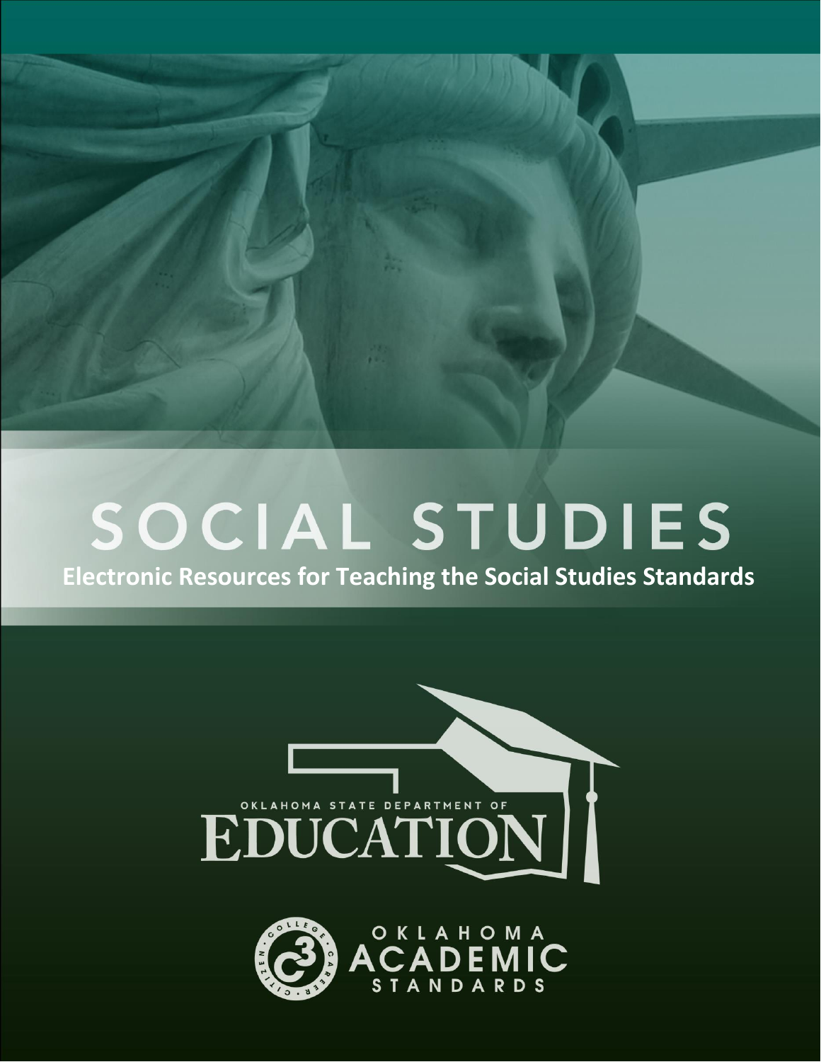# SOCIAL STUDIES

**Electronic Resources for Teaching the Social Studies Standards**

OKLAHOMA STATE DEPARTMENT OF EDUCATION

OKLAHOMA ACADEMIC STANDARDS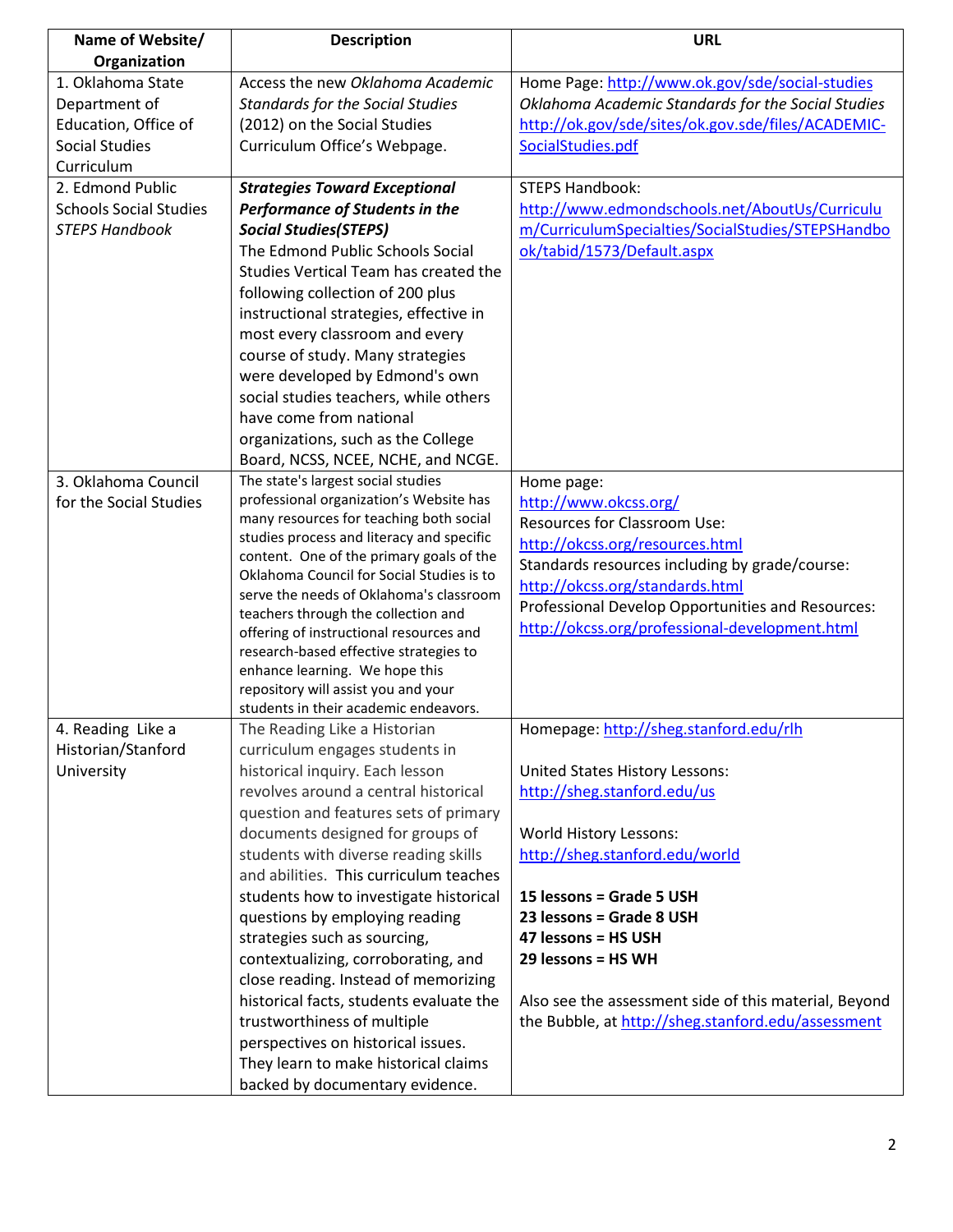| Name of Website/ Organization | Description | URL |
|---|---|---|
| 1. Oklahoma State Department of Education, Office of Social Studies Curriculum | Access the new *Oklahoma Academic Standards for the Social Studies* (2012) on the Social Studies Curriculum Office's Webpage. | Home Page: http://www.ok.gov/sde/social-studies<br>*Oklahoma Academic Standards for the Social Studies* http://ok.gov/sde/sites/ok.gov.sde/files/ACADEMIC-SocialStudies.pdf |
| 2. Edmond Public Schools Social Studies *STEPS Handbook* | ***Strategies Toward Exceptional Performance of Students in the Social Studies(STEPS)***<br>The Edmond Public Schools Social Studies Vertical Team has created the following collection of 200 plus instructional strategies, effective in most every classroom and every course of study. Many strategies were developed by Edmond's own social studies teachers, while others have come from national organizations, such as the College Board, NCSS, NCEE, NCHE, and NCGE. | STEPS Handbook:<br>http://www.edmondschools.net/AboutUs/Curriculum/CurriculumSpecialties/SocialStudies/STEPSHandbook/tabid/1573/Default.aspx |
| 3. Oklahoma Council for the Social Studies | The state's largest social studies professional organization's Website has many resources for teaching both social studies process and literacy and specific content. One of the primary goals of the Oklahoma Council for Social Studies is to serve the needs of Oklahoma's classroom teachers through the collection and offering of instructional resources and research-based effective strategies to enhance learning. We hope this repository will assist you and your students in their academic endeavors. | Home page:<br>http://www.okcss.org/<br>Resources for Classroom Use:<br>http://okcss.org/resources.html<br>Standards resources including by grade/course:<br>http://okcss.org/standards.html<br>Professional Develop Opportunities and Resources:<br>http://okcss.org/professional-development.html |
| 4. Reading Like a Historian/Stanford University | The Reading Like a Historian curriculum engages students in historical inquiry. Each lesson revolves around a central historical question and features sets of primary documents designed for groups of students with diverse reading skills and abilities. This curriculum teaches students how to investigate historical questions by employing reading strategies such as sourcing, contextualizing, corroborating, and close reading. Instead of memorizing historical facts, students evaluate the trustworthiness of multiple perspectives on historical issues. They learn to make historical claims backed by documentary evidence. | Homepage: http://sheg.stanford.edu/rlh<br><br>United States History Lessons:<br>http://sheg.stanford.edu/us<br><br>World History Lessons:<br>http://sheg.stanford.edu/world<br><br>**15 lessons = Grade 5 USH**<br>**23 lessons = Grade 8 USH**<br>**47 lessons = HS USH**<br>**29 lessons = HS WH**<br><br>Also see the assessment side of this material, Beyond the Bubble, at http://sheg.stanford.edu/assessment |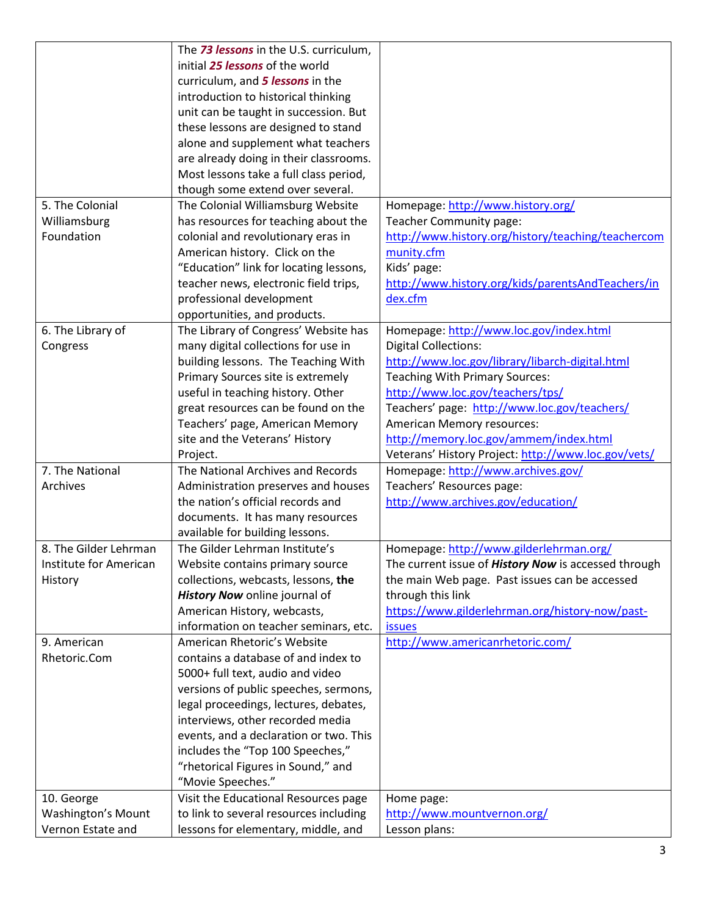| | | |
|---|---|---|
| | The ***73 lessons*** in the U.S. curriculum, initial ***25 lessons*** of the world curriculum, and ***5 lessons*** in the introduction to historical thinking unit can be taught in succession. But these lessons are designed to stand alone and supplement what teachers are already doing in their classrooms. Most lessons take a full class period, though some extend over several. | |
| 5. The Colonial Williamsburg Foundation | The Colonial Williamsburg Website has resources for teaching about the colonial and revolutionary eras in American history. Click on the "Education" link for locating lessons, teacher news, electronic field trips, professional development opportunities, and products. | Homepage: http://www.history.org/<br>Teacher Community page: http://www.history.org/history/teaching/teachercommunity.cfm<br>Kids' page: http://www.history.org/kids/parentsAndTeachers/index.cfm |
| 6. The Library of Congress | The Library of Congress' Website has many digital collections for use in building lessons. The Teaching With Primary Sources site is extremely useful in teaching history. Other great resources can be found on the Teachers' page, American Memory site and the Veterans' History Project. | Homepage: http://www.loc.gov/index.html<br>Digital Collections: http://www.loc.gov/library/libarch-digital.html<br>Teaching With Primary Sources: http://www.loc.gov/teachers/tps/<br>Teachers' page: http://www.loc.gov/teachers/<br>American Memory resources: http://memory.loc.gov/ammem/index.html<br>Veterans' History Project: http://www.loc.gov/vets/ |
| 7. The National Archives | The National Archives and Records Administration preserves and houses the nation's official records and documents. It has many resources available for building lessons. | Homepage: http://www.archives.gov/<br>Teachers' Resources page: http://www.archives.gov/education/ |
| 8. The Gilder Lehrman Institute for American History | The Gilder Lehrman Institute's Website contains primary source collections, webcasts, lessons, **the *History Now*** online journal of American History, webcasts, information on teacher seminars, etc. | Homepage: http://www.gilderlehrman.org/<br>The current issue of ***History Now*** is accessed through the main Web page. Past issues can be accessed through this link https://www.gilderlehrman.org/history-now/past-issues |
| 9. American Rhetoric.Com | American Rhetoric's Website contains a database of and index to 5000+ full text, audio and video versions of public speeches, sermons, legal proceedings, lectures, debates, interviews, other recorded media events, and a declaration or two. This includes the "Top 100 Speeches," "rhetorical Figures in Sound," and "Movie Speeches." | http://www.americanrhetoric.com/ |
| 10. George Washington's Mount Vernon Estate and | Visit the Educational Resources page to link to several resources including lessons for elementary, middle, and | Home page: http://www.mountvernon.org/<br>Lesson plans: |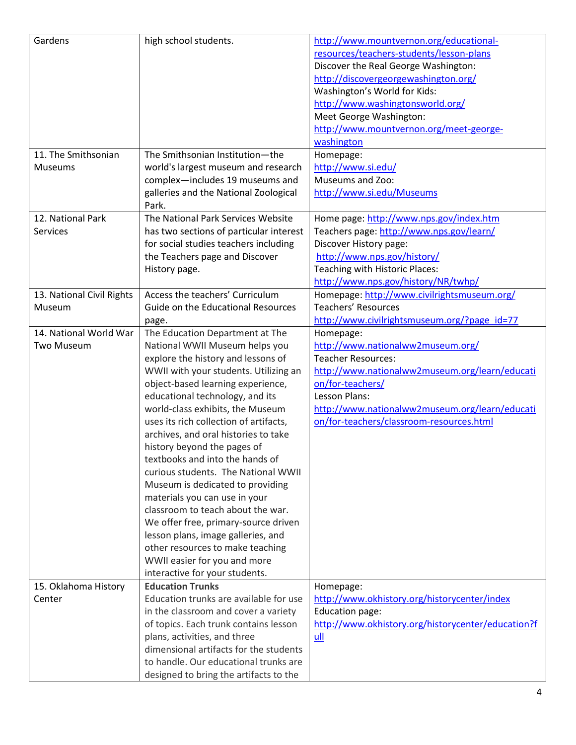| | | |
|---|---|---|
| Gardens | high school students. | http://www.mountvernon.org/educational-resources/teachers-students/lesson-plans<br>Discover the Real George Washington: http://discovergeorgewashington.org/<br>Washington's World for Kids: http://www.washingtonsworld.org/<br>Meet George Washington: http://www.mountvernon.org/meet-george-washington |
| 11. The Smithsonian Museums | The Smithsonian Institution—the world's largest museum and research complex—includes 19 museums and galleries and the National Zoological Park. | Homepage: http://www.si.edu/<br>Museums and Zoo: http://www.si.edu/Museums |
| 12. National Park Services | The National Park Services Website has two sections of particular interest for social studies teachers including the Teachers page and Discover History page. | Home page: http://www.nps.gov/index.htm<br>Teachers page: http://www.nps.gov/learn/<br>Discover History page: http://www.nps.gov/history/<br>Teaching with Historic Places: http://www.nps.gov/history/NR/twhp/ |
| 13. National Civil Rights Museum | Access the teachers' Curriculum Guide on the Educational Resources page. | Homepage: http://www.civilrightsmuseum.org/<br>Teachers' Resources http://www.civilrightsmuseum.org/?page_id=77 |
| 14. National World War Two Museum | The Education Department at The National WWII Museum helps you explore the history and lessons of WWII with your students. Utilizing an object-based learning experience, educational technology, and its world-class exhibits, the Museum uses its rich collection of artifacts, archives, and oral histories to take history beyond the pages of textbooks and into the hands of curious students. The National WWII Museum is dedicated to providing materials you can use in your classroom to teach about the war. We offer free, primary-source driven lesson plans, image galleries, and other resources to make teaching WWII easier for you and more interactive for your students. | Homepage: http://www.nationalww2museum.org/<br>Teacher Resources: http://www.nationalww2museum.org/learn/education/for-teachers/<br>Lesson Plans: http://www.nationalww2museum.org/learn/education/for-teachers/classroom-resources.html |
| 15. Oklahoma History Center | **Education Trunks**<br>Education trunks are available for use in the classroom and cover a variety of topics. Each trunk contains lesson plans, activities, and three dimensional artifacts for the students to handle. Our educational trunks are designed to bring the artifacts to the | Homepage: http://www.okhistory.org/historycenter/index<br>Education page: http://www.okhistory.org/historycenter/education?full |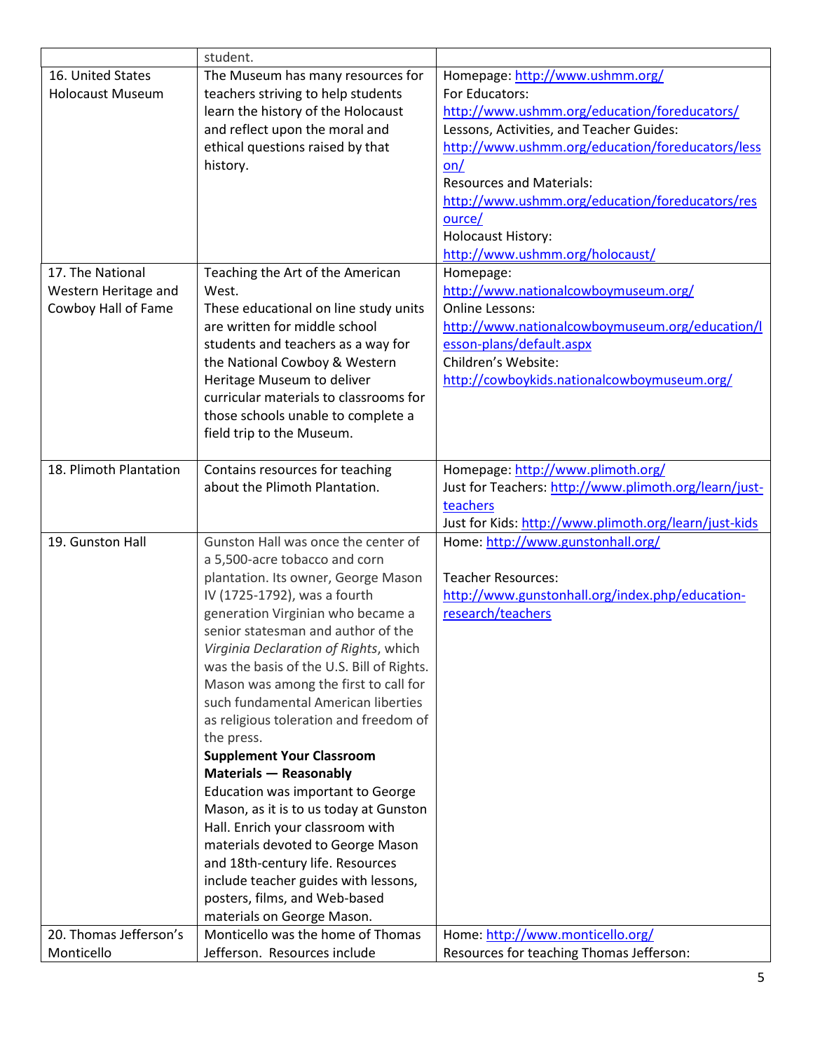| | | |
|---|---|---|
| | student. | |
| 16. United States Holocaust Museum | The Museum has many resources for teachers striving to help students learn the history of the Holocaust and reflect upon the moral and ethical questions raised by that history. | Homepage: http://www.ushmm.org/<br>For Educators:<br>http://www.ushmm.org/education/foreducators/<br>Lessons, Activities, and Teacher Guides:<br>http://www.ushmm.org/education/foreducators/lesson/<br>Resources and Materials:<br>http://www.ushmm.org/education/foreducators/resource/<br>Holocaust History:<br>http://www.ushmm.org/holocaust/ |
| 17. The National Western Heritage and Cowboy Hall of Fame | Teaching the Art of the American West.<br>These educational on line study units are written for middle school students and teachers as a way for the National Cowboy & Western Heritage Museum to deliver curricular materials to classrooms for those schools unable to complete a field trip to the Museum. | Homepage:<br>http://www.nationalcowboymuseum.org/<br>Online Lessons:<br>http://www.nationalcowboymuseum.org/education/lesson-plans/default.aspx<br>Children's Website:<br>http://cowboykids.nationalcowboymuseum.org/ |
| 18. Plimoth Plantation | Contains resources for teaching about the Plimoth Plantation. | Homepage: http://www.plimoth.org/<br>Just for Teachers: http://www.plimoth.org/learn/just-teachers<br>Just for Kids: http://www.plimoth.org/learn/just-kids |
| 19. Gunston Hall | Gunston Hall was once the center of a 5,500-acre tobacco and corn plantation. Its owner, George Mason IV (1725-1792), was a fourth generation Virginian who became a senior statesman and author of the *Virginia Declaration of Rights*, which was the basis of the U.S. Bill of Rights. Mason was among the first to call for such fundamental American liberties as religious toleration and freedom of the press.<br>**Supplement Your Classroom Materials — Reasonably**<br>Education was important to George Mason, as it is to us today at Gunston Hall. Enrich your classroom with materials devoted to George Mason and 18th-century life. Resources include teacher guides with lessons, posters, films, and Web-based materials on George Mason. | Home: http://www.gunstonhall.org/<br><br>Teacher Resources:<br>http://www.gunstonhall.org/index.php/education-research/teachers |
| 20. Thomas Jefferson's Monticello | Monticello was the home of Thomas Jefferson. Resources include | Home: http://www.monticello.org/<br>Resources for teaching Thomas Jefferson: |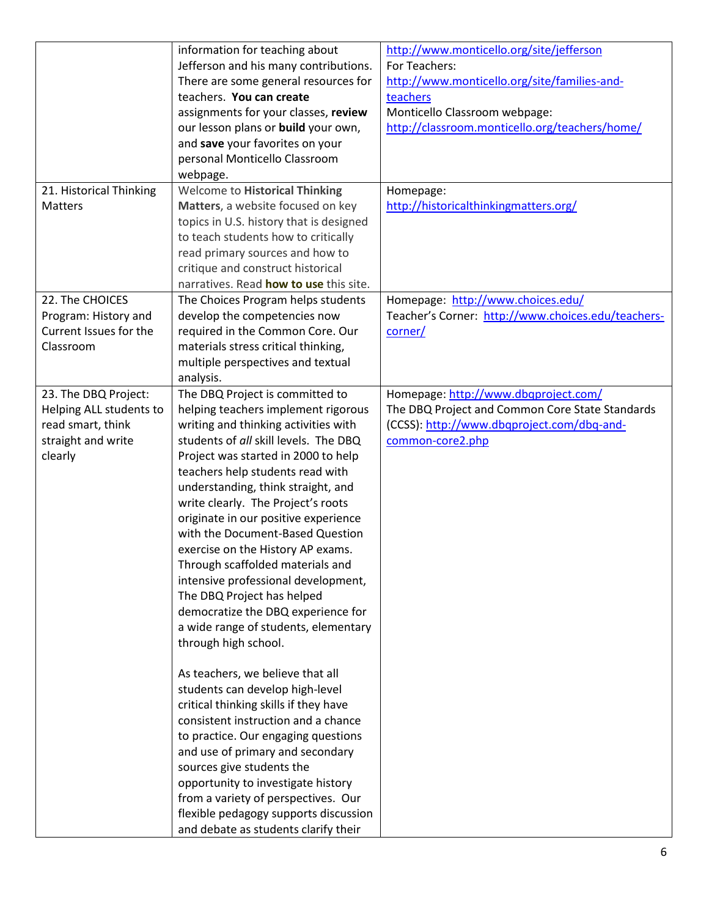| | | |
|---|---|---|
| | information for teaching about Jefferson and his many contributions. There are some general resources for teachers. **You can create** assignments for your classes, **review** our lesson plans or **build** your own, and **save** your favorites on your personal Monticello Classroom webpage. | http://www.monticello.org/site/jefferson<br>For Teachers:<br>http://www.monticello.org/site/families-and-teachers<br>Monticello Classroom webpage:<br>http://classroom.monticello.org/teachers/home/ |
| 21. Historical Thinking Matters | Welcome to **Historical Thinking Matters**, a website focused on key topics in U.S. history that is designed to teach students how to critically read primary sources and how to critique and construct historical narratives. Read **how to use** this site. | Homepage:<br>http://historicalthinkingmatters.org/ |
| 22. The CHOICES Program: History and Current Issues for the Classroom | The Choices Program helps students develop the competencies now required in the Common Core. Our materials stress critical thinking, multiple perspectives and textual analysis. | Homepage: http://www.choices.edu/<br>Teacher's Corner: http://www.choices.edu/teachers-corner/ |
| 23. The DBQ Project: Helping ALL students to read smart, think straight and write clearly | The DBQ Project is committed to helping teachers implement rigorous writing and thinking activities with students of *all* skill levels. The DBQ Project was started in 2000 to help teachers help students read with understanding, think straight, and write clearly. The Project's roots originate in our positive experience with the Document-Based Question exercise on the History AP exams. Through scaffolded materials and intensive professional development, The DBQ Project has helped democratize the DBQ experience for a wide range of students, elementary through high school.<br><br>As teachers, we believe that all students can develop high-level critical thinking skills if they have consistent instruction and a chance to practice. Our engaging questions and use of primary and secondary sources give students the opportunity to investigate history from a variety of perspectives. Our flexible pedagogy supports discussion and debate as students clarify their | Homepage: http://www.dbqproject.com/<br>The DBQ Project and Common Core State Standards (CCSS): http://www.dbqproject.com/dbq-and-common-core2.php |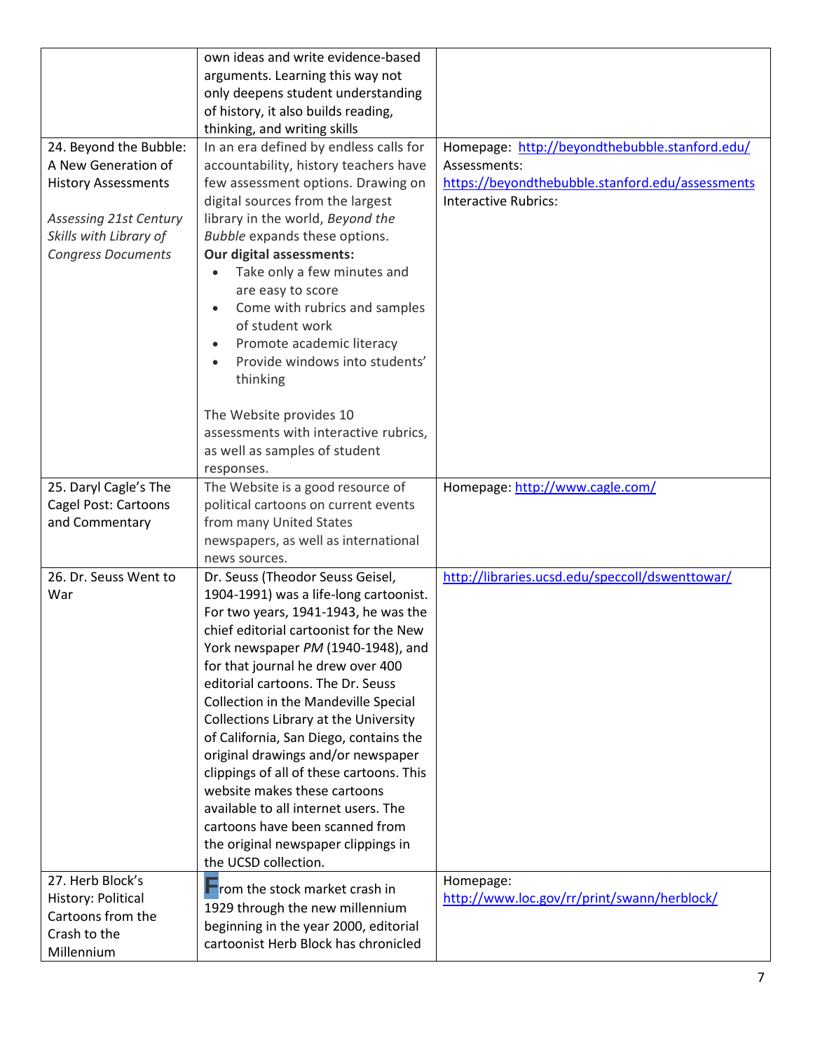| | | |
|---|---|---|
| | own ideas and write evidence-based arguments. Learning this way not only deepens student understanding of history, it also builds reading, thinking, and writing skills | |
| 24. Beyond the Bubble: A New Generation of History Assessments<br><br>*Assessing 21st Century Skills with Library of Congress Documents* | In an era defined by endless calls for accountability, history teachers have few assessment options. Drawing on digital sources from the largest library in the world, *Beyond the Bubble* expands these options.<br>**Our digital assessments:**<br>• Take only a few minutes and are easy to score<br>• Come with rubrics and samples of student work<br>• Promote academic literacy<br>• Provide windows into students' thinking<br><br>The Website provides 10 assessments with interactive rubrics, as well as samples of student responses. | Homepage: http://beyondthebubble.stanford.edu/<br>Assessments:<br>https://beyondthebubble.stanford.edu/assessments<br>Interactive Rubrics: |
| 25. Daryl Cagle's The Cagel Post: Cartoons and Commentary | The Website is a good resource of political cartoons on current events from many United States newspapers, as well as international news sources. | Homepage: http://www.cagle.com/ |
| 26. Dr. Seuss Went to War | Dr. Seuss (Theodor Seuss Geisel, 1904-1991) was a life-long cartoonist. For two years, 1941-1943, he was the chief editorial cartoonist for the New York newspaper *PM* (1940-1948), and for that journal he drew over 400 editorial cartoons. The Dr. Seuss Collection in the Mandeville Special Collections Library at the University of California, San Diego, contains the original drawings and/or newspaper clippings of all of these cartoons. This website makes these cartoons available to all internet users. The cartoons have been scanned from the original newspaper clippings in the UCSD collection. | http://libraries.ucsd.edu/speccoll/dswenttowar/ |
| 27. Herb Block's History: Political Cartoons from the Crash to the Millennium | From the stock market crash in 1929 through the new millennium beginning in the year 2000, editorial cartoonist Herb Block has chronicled | Homepage:<br>http://www.loc.gov/rr/print/swann/herblock/ |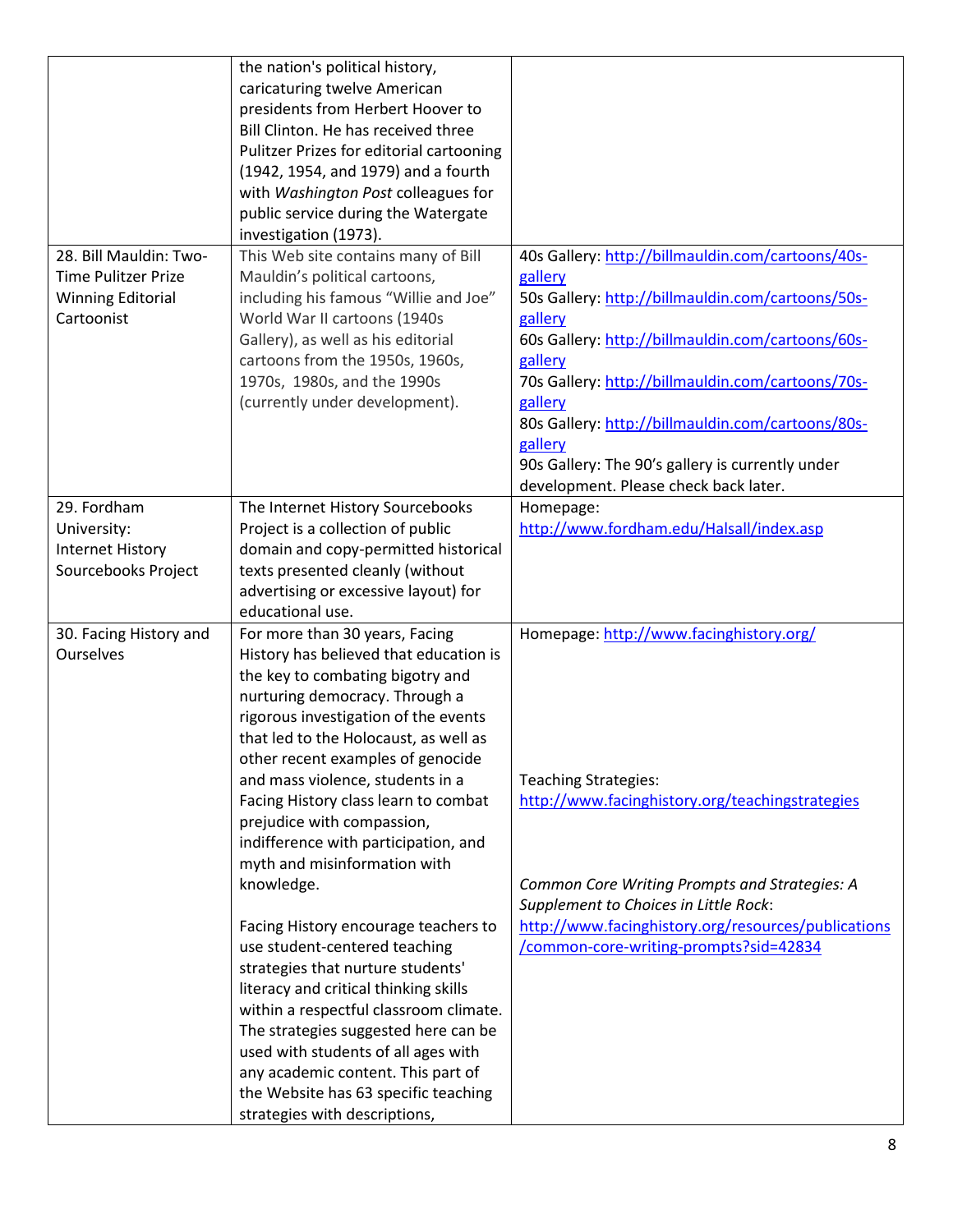| | | |
|---|---|---|
| | the nation's political history, caricaturing twelve American presidents from Herbert Hoover to Bill Clinton. He has received three Pulitzer Prizes for editorial cartooning (1942, 1954, and 1979) and a fourth with *Washington Post* colleagues for public service during the Watergate investigation (1973). | |
| 28. Bill Mauldin: Two-Time Pulitzer Prize Winning Editorial Cartoonist | This Web site contains many of Bill Mauldin's political cartoons, including his famous "Willie and Joe" World War II cartoons (1940s Gallery), as well as his editorial cartoons from the 1950s, 1960s, 1970s, 1980s, and the 1990s (currently under development). | 40s Gallery: http://billmauldin.com/cartoons/40s-gallery<br>50s Gallery: http://billmauldin.com/cartoons/50s-gallery<br>60s Gallery: http://billmauldin.com/cartoons/60s-gallery<br>70s Gallery: http://billmauldin.com/cartoons/70s-gallery<br>80s Gallery: http://billmauldin.com/cartoons/80s-gallery<br>90s Gallery: The 90's gallery is currently under development. Please check back later. |
| 29. Fordham University: Internet History Sourcebooks Project | The Internet History Sourcebooks Project is a collection of public domain and copy-permitted historical texts presented cleanly (without advertising or excessive layout) for educational use. | Homepage: http://www.fordham.edu/Halsall/index.asp |
| 30. Facing History and Ourselves | For more than 30 years, Facing History has believed that education is the key to combating bigotry and nurturing democracy. Through a rigorous investigation of the events that led to the Holocaust, as well as other recent examples of genocide and mass violence, students in a Facing History class learn to combat prejudice with compassion, indifference with participation, and myth and misinformation with knowledge.<br><br>Facing History encourage teachers to use student-centered teaching strategies that nurture students' literacy and critical thinking skills within a respectful classroom climate. The strategies suggested here can be used with students of all ages with any academic content. This part of the Website has 63 specific teaching strategies with descriptions, | Homepage: http://www.facinghistory.org/<br><br>Teaching Strategies: http://www.facinghistory.org/teachingstrategies<br><br>*Common Core Writing Prompts and Strategies: A Supplement to Choices in Little Rock*: http://www.facinghistory.org/resources/publications/common-core-writing-prompts?sid=42834 |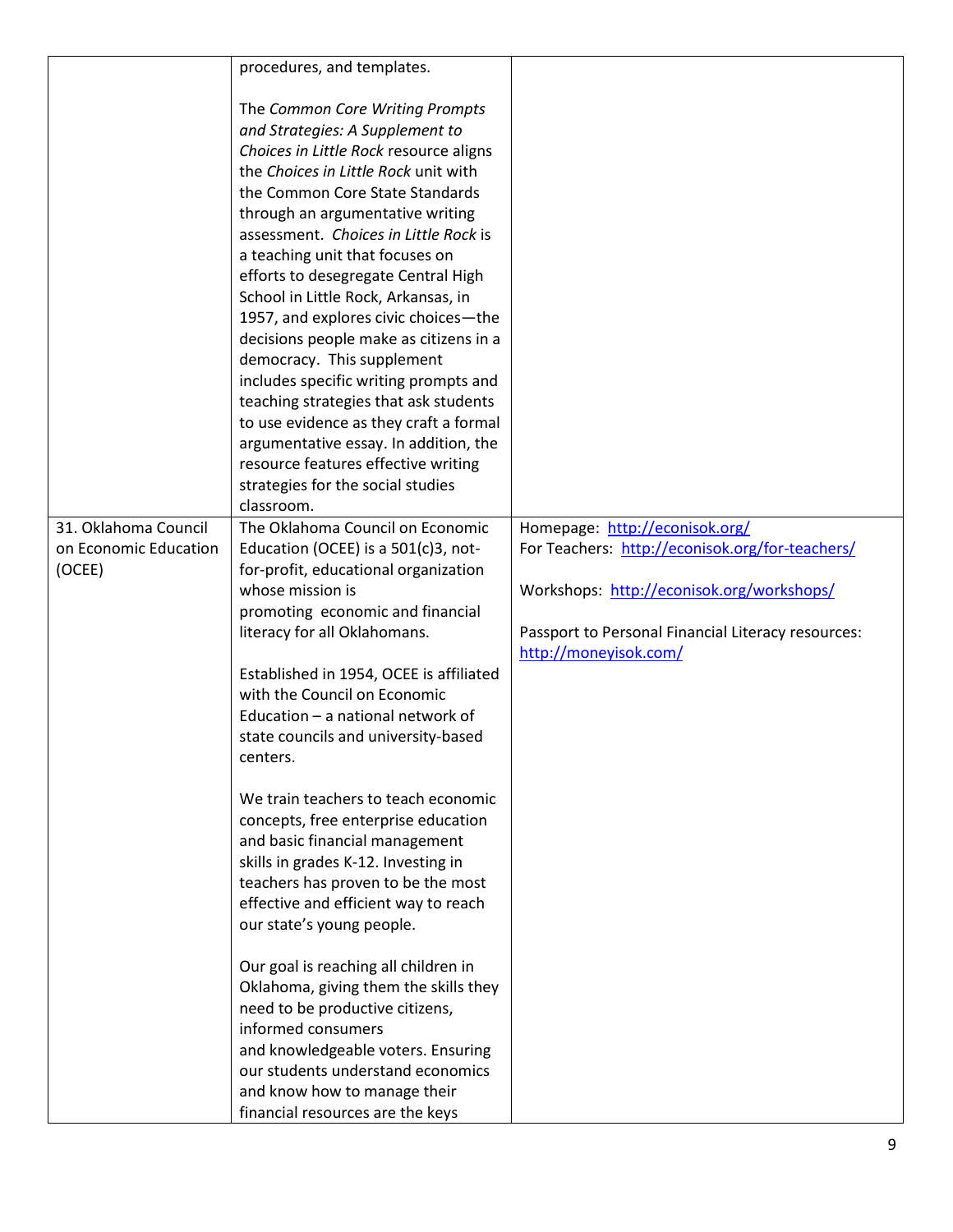| | | |
|---|---|---|
| | procedures, and templates.<br><br>The *Common Core Writing Prompts and Strategies: A Supplement to Choices in Little Rock* resource aligns the *Choices in Little Rock* unit with the Common Core State Standards through an argumentative writing assessment. *Choices in Little Rock* is a teaching unit that focuses on efforts to desegregate Central High School in Little Rock, Arkansas, in 1957, and explores civic choices—the decisions people make as citizens in a democracy. This supplement includes specific writing prompts and teaching strategies that ask students to use evidence as they craft a formal argumentative essay. In addition, the resource features effective writing strategies for the social studies classroom. | |
| 31. Oklahoma Council on Economic Education (OCEE) | The Oklahoma Council on Economic Education (OCEE) is a 501(c)3, not-for-profit, educational organization whose mission is promoting economic and financial literacy for all Oklahomans.<br><br>Established in 1954, OCEE is affiliated with the Council on Economic Education – a national network of state councils and university-based centers.<br><br>We train teachers to teach economic concepts, free enterprise education and basic financial management skills in grades K-12. Investing in teachers has proven to be the most effective and efficient way to reach our state's young people.<br><br>Our goal is reaching all children in Oklahoma, giving them the skills they need to be productive citizens, informed consumers and knowledgeable voters. Ensuring our students understand economics and know how to manage their financial resources are the keys | Homepage: http://econisok.org/<br>For Teachers: http://econisok.org/for-teachers/<br><br>Workshops: http://econisok.org/workshops/<br><br>Passport to Personal Financial Literacy resources: http://moneyisok.com/ |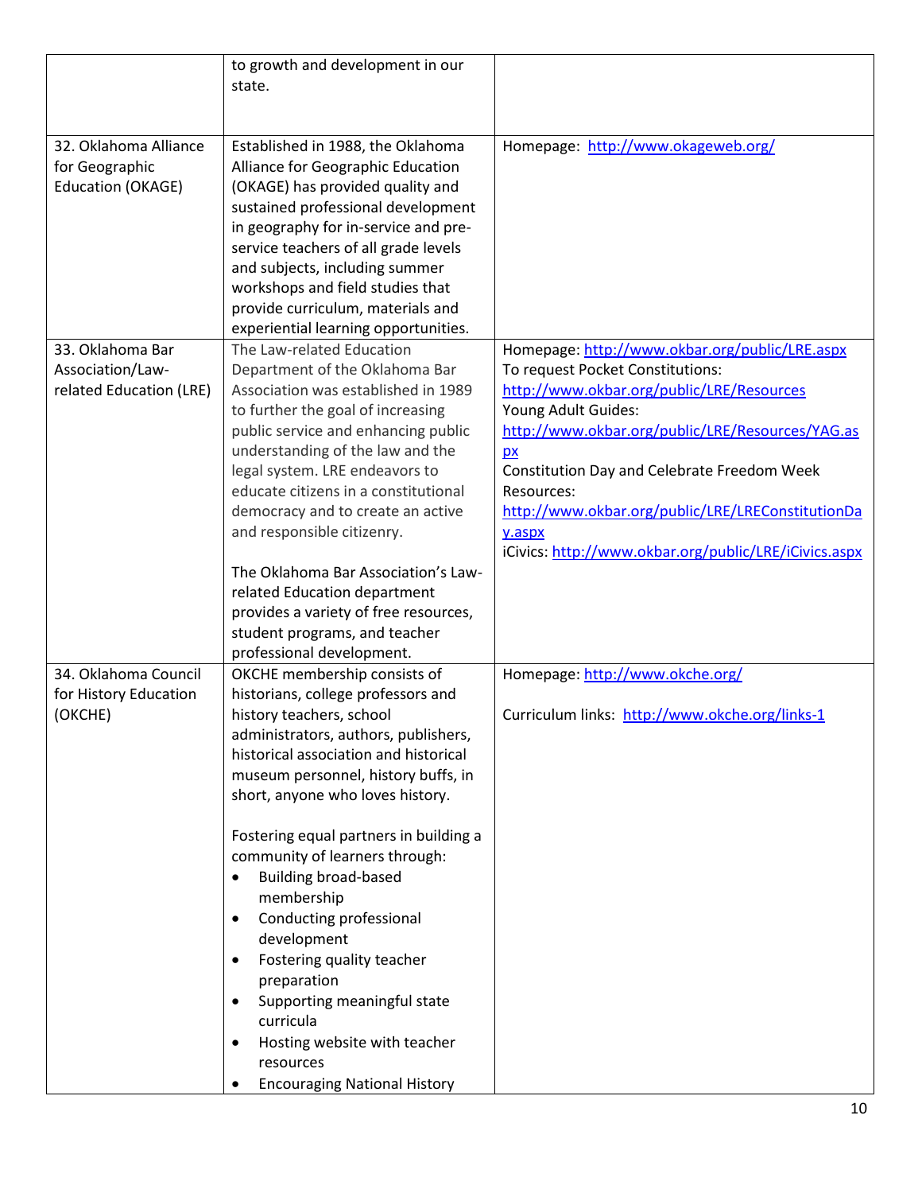| | | |
|---|---|---|
| | to growth and development in our state. | |
| 32. Oklahoma Alliance for Geographic Education (OKAGE) | Established in 1988, the Oklahoma Alliance for Geographic Education (OKAGE) has provided quality and sustained professional development in geography for in-service and pre-service teachers of all grade levels and subjects, including summer workshops and field studies that provide curriculum, materials and experiential learning opportunities. | Homepage: http://www.okageweb.org/ |
| 33. Oklahoma Bar Association/Law-related Education (LRE) | The Law-related Education Department of the Oklahoma Bar Association was established in 1989 to further the goal of increasing public service and enhancing public understanding of the law and the legal system. LRE endeavors to educate citizens in a constitutional democracy and to create an active and responsible citizenry.<br><br>The Oklahoma Bar Association's Law-related Education department provides a variety of free resources, student programs, and teacher professional development. | Homepage: http://www.okbar.org/public/LRE.aspx<br>To request Pocket Constitutions: http://www.okbar.org/public/LRE/Resources<br>Young Adult Guides: http://www.okbar.org/public/LRE/Resources/YAG.aspx<br>Constitution Day and Celebrate Freedom Week Resources: http://www.okbar.org/public/LRE/LREConstitutionDay.aspx<br>iCivics: http://www.okbar.org/public/LRE/iCivics.aspx |
| 34. Oklahoma Council for History Education (OKCHE) | OKCHE membership consists of historians, college professors and history teachers, school administrators, authors, publishers, historical association and historical museum personnel, history buffs, in short, anyone who loves history.<br><br>Fostering equal partners in building a community of learners through:<br>• Building broad-based membership<br>• Conducting professional development<br>• Fostering quality teacher preparation<br>• Supporting meaningful state curricula<br>• Hosting website with teacher resources<br>• Encouraging National History | Homepage: http://www.okche.org/<br><br>Curriculum links: http://www.okche.org/links-1 |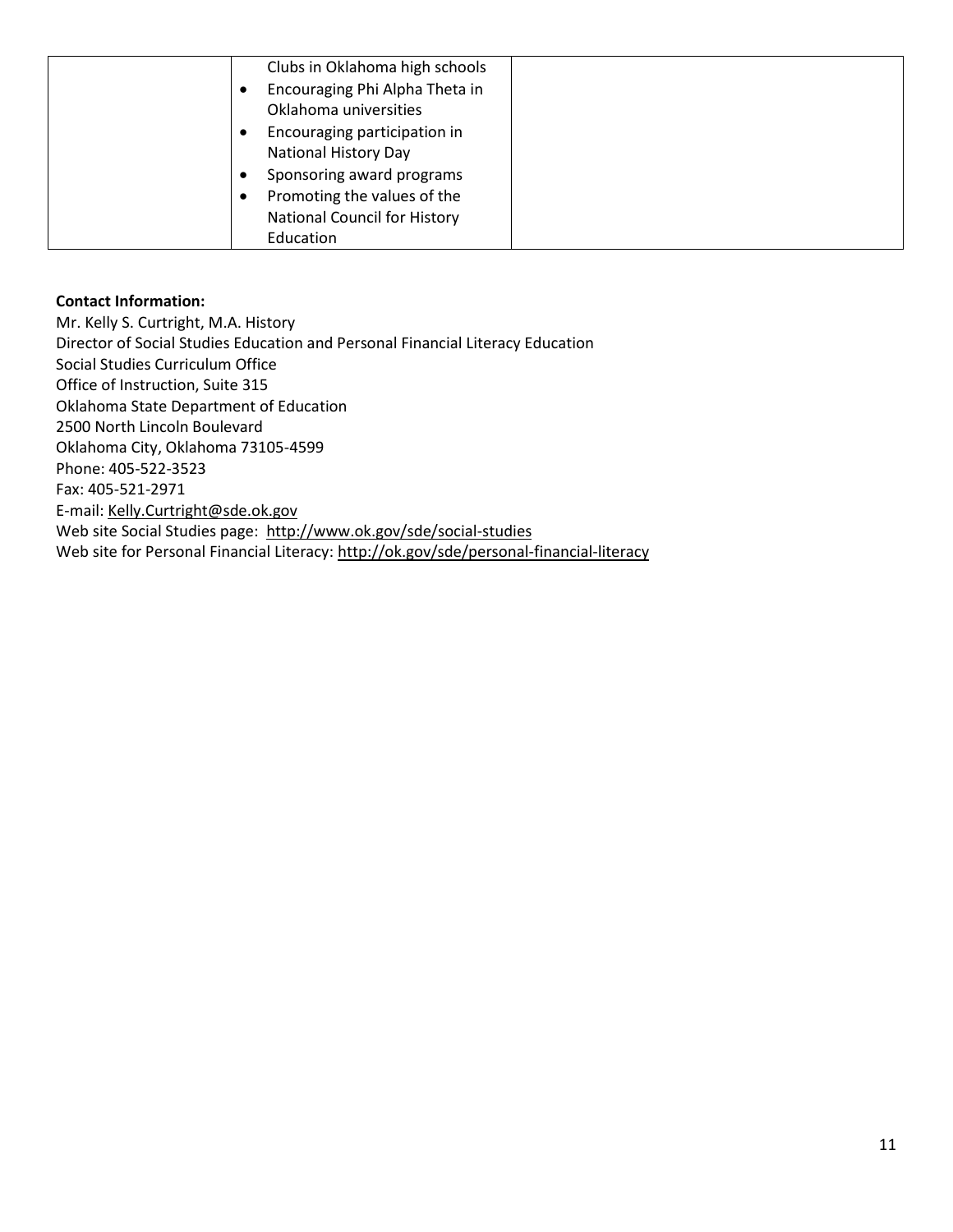| | | |
|---|---|---|
| | Clubs in Oklahoma high schools<br>• Encouraging Phi Alpha Theta in Oklahoma universities<br>• Encouraging participation in National History Day<br>• Sponsoring award programs<br>• Promoting the values of the National Council for History Education | |

**Contact Information:**
Mr. Kelly S. Curtright, M.A. History
Director of Social Studies Education and Personal Financial Literacy Education
Social Studies Curriculum Office
Office of Instruction, Suite 315
Oklahoma State Department of Education
2500 North Lincoln Boulevard
Oklahoma City, Oklahoma 73105-4599
Phone: 405-522-3523
Fax: 405-521-2971
E-mail: Kelly.Curtright@sde.ok.gov
Web site Social Studies page: http://www.ok.gov/sde/social-studies
Web site for Personal Financial Literacy: http://ok.gov/sde/personal-financial-literacy